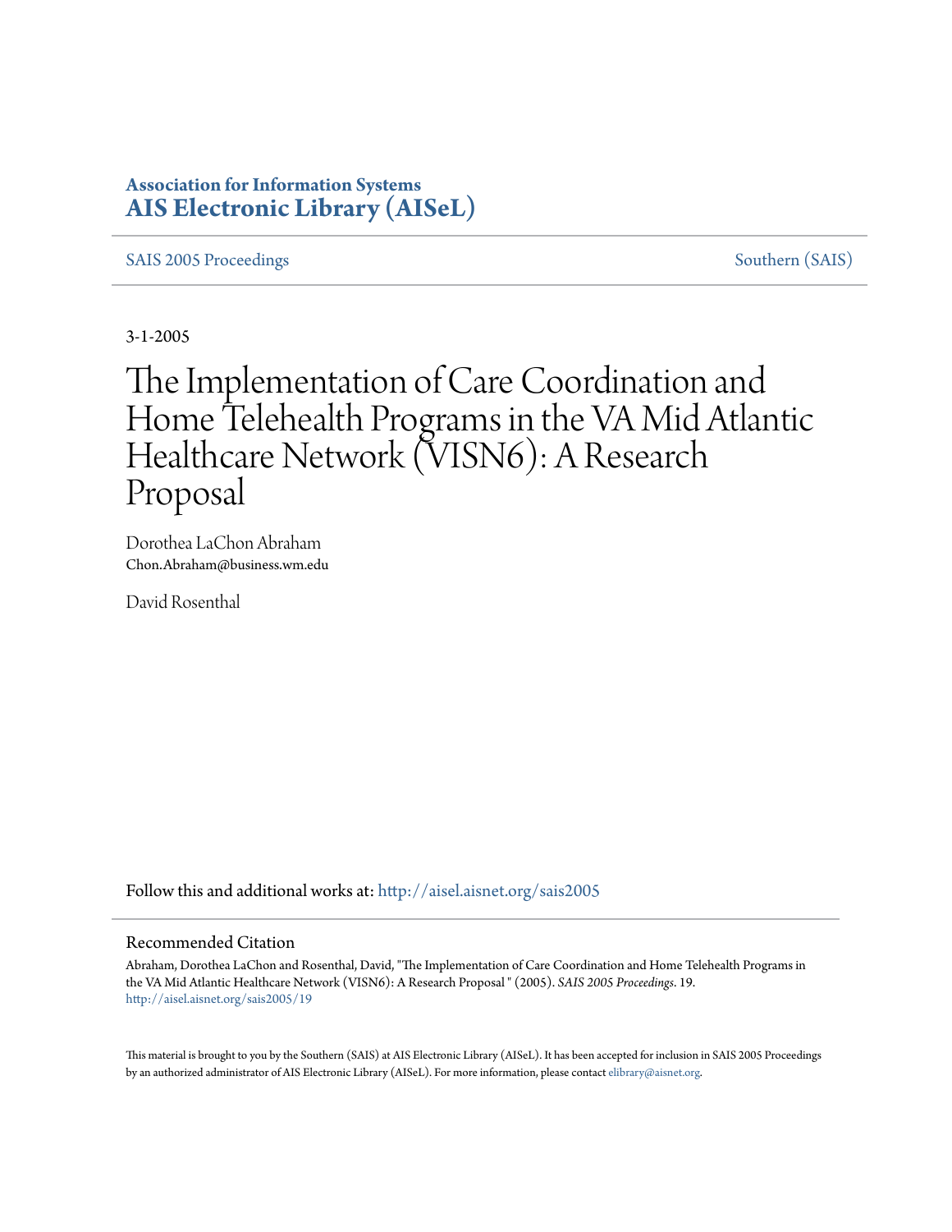**Association for Information Systems**
**AIS Electronic Library (AISeL)**

SAIS 2005 Proceedings | Southern (SAIS)

3-1-2005

# The Implementation of Care Coordination and Home Telehealth Programs in the VA Mid Atlantic Healthcare Network (VISN6): A Research Proposal

Dorothea LaChon Abraham
Chon.Abraham@business.wm.edu

David Rosenthal

Follow this and additional works at: http://aisel.aisnet.org/sais2005

## Recommended Citation

Abraham, Dorothea LaChon and Rosenthal, David, "The Implementation of Care Coordination and Home Telehealth Programs in the VA Mid Atlantic Healthcare Network (VISN6): A Research Proposal " (2005). *SAIS 2005 Proceedings*. 19.
http://aisel.aisnet.org/sais2005/19

This material is brought to you by the Southern (SAIS) at AIS Electronic Library (AISeL). It has been accepted for inclusion in SAIS 2005 Proceedings by an authorized administrator of AIS Electronic Library (AISeL). For more information, please contact elibrary@aisnet.org.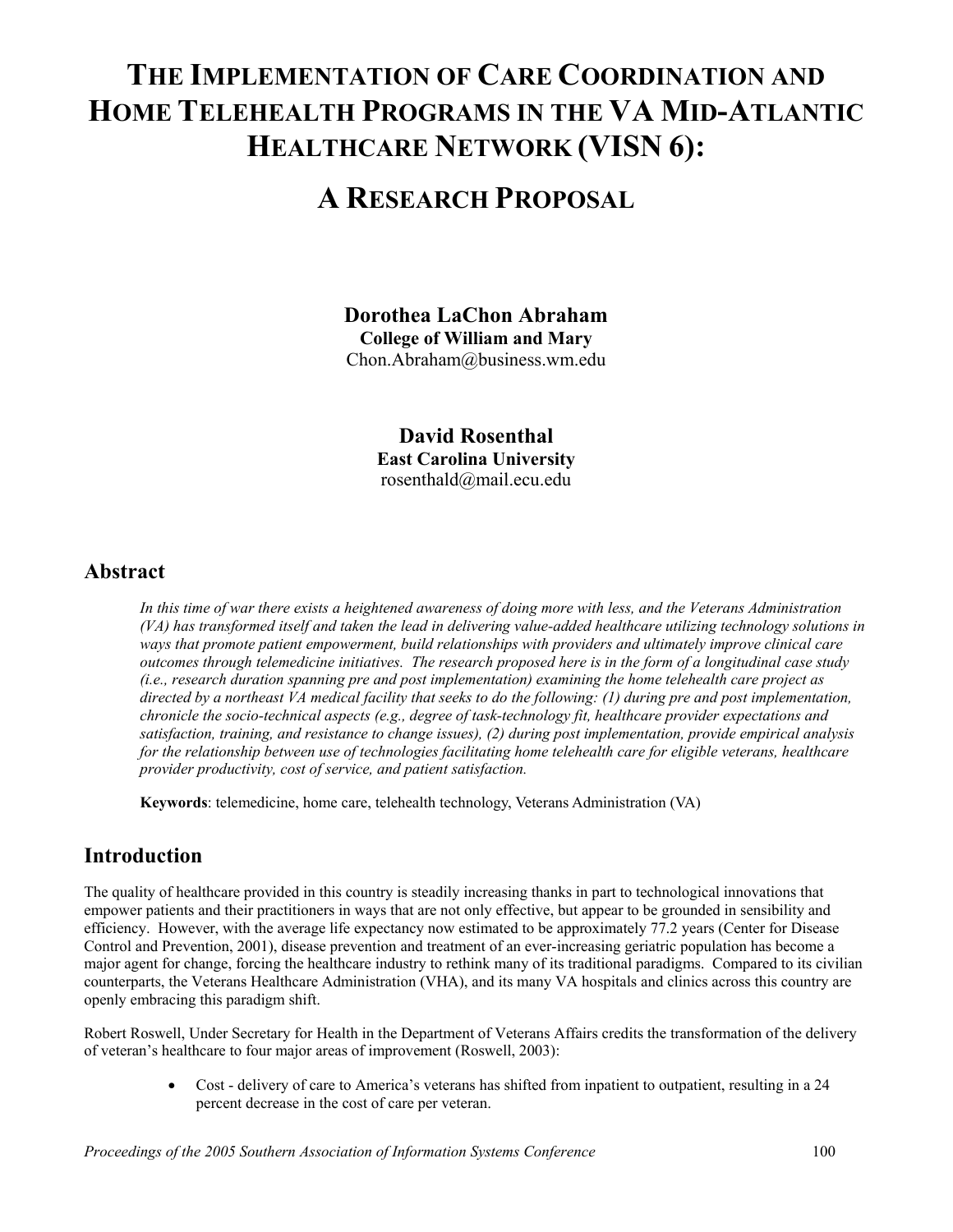# The Implementation of Care Coordination and Home Telehealth Programs in the VA Mid-Atlantic Healthcare Network (VISN 6):

# A Research Proposal

**Dorothea LaChon Abraham**
**College of William and Mary**
Chon.Abraham@business.wm.edu

**David Rosenthal**
**East Carolina University**
rosenthald@mail.ecu.edu

## Abstract

*In this time of war there exists a heightened awareness of doing more with less, and the Veterans Administration (VA) has transformed itself and taken the lead in delivering value-added healthcare utilizing technology solutions in ways that promote patient empowerment, build relationships with providers and ultimately improve clinical care outcomes through telemedicine initiatives. The research proposed here is in the form of a longitudinal case study (i.e., research duration spanning pre and post implementation) examining the home telehealth care project as directed by a northeast VA medical facility that seeks to do the following: (1) during pre and post implementation, chronicle the socio-technical aspects (e.g., degree of task-technology fit, healthcare provider expectations and satisfaction, training, and resistance to change issues), (2) during post implementation, provide empirical analysis for the relationship between use of technologies facilitating home telehealth care for eligible veterans, healthcare provider productivity, cost of service, and patient satisfaction.*

**Keywords**: telemedicine, home care, telehealth technology, Veterans Administration (VA)

## Introduction

The quality of healthcare provided in this country is steadily increasing thanks in part to technological innovations that empower patients and their practitioners in ways that are not only effective, but appear to be grounded in sensibility and efficiency. However, with the average life expectancy now estimated to be approximately 77.2 years (Center for Disease Control and Prevention, 2001), disease prevention and treatment of an ever-increasing geriatric population has become a major agent for change, forcing the healthcare industry to rethink many of its traditional paradigms. Compared to its civilian counterparts, the Veterans Healthcare Administration (VHA), and its many VA hospitals and clinics across this country are openly embracing this paradigm shift.

Robert Roswell, Under Secretary for Health in the Department of Veterans Affairs credits the transformation of the delivery of veteran's healthcare to four major areas of improvement (Roswell, 2003):

- Cost - delivery of care to America's veterans has shifted from inpatient to outpatient, resulting in a 24 percent decrease in the cost of care per veteran.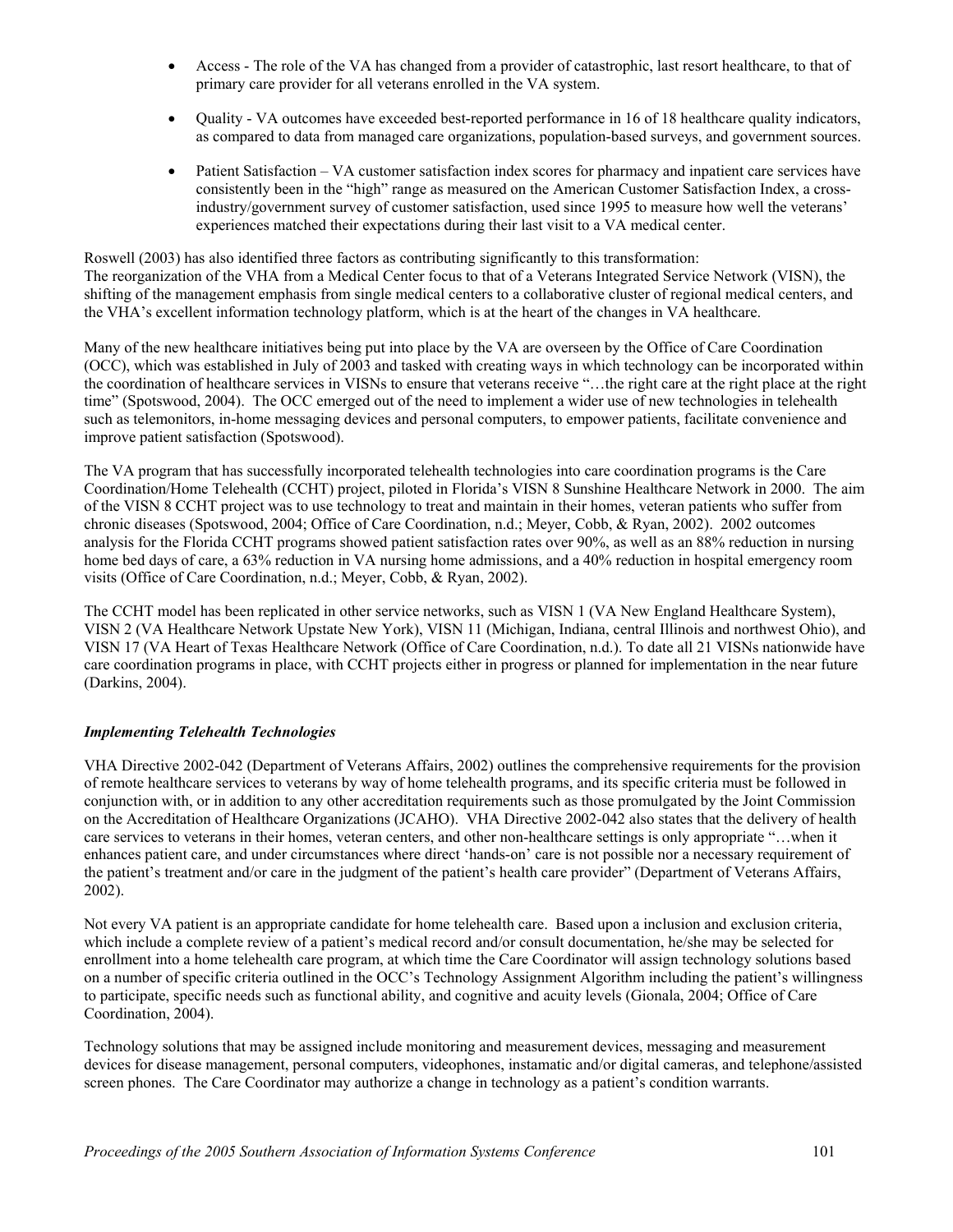- Access - The role of the VA has changed from a provider of catastrophic, last resort healthcare, to that of primary care provider for all veterans enrolled in the VA system.
- Quality - VA outcomes have exceeded best-reported performance in 16 of 18 healthcare quality indicators, as compared to data from managed care organizations, population-based surveys, and government sources.
- Patient Satisfaction – VA customer satisfaction index scores for pharmacy and inpatient care services have consistently been in the "high" range as measured on the American Customer Satisfaction Index, a cross-industry/government survey of customer satisfaction, used since 1995 to measure how well the veterans' experiences matched their expectations during their last visit to a VA medical center.

Roswell (2003) has also identified three factors as contributing significantly to this transformation:
The reorganization of the VHA from a Medical Center focus to that of a Veterans Integrated Service Network (VISN), the shifting of the management emphasis from single medical centers to a collaborative cluster of regional medical centers, and the VHA's excellent information technology platform, which is at the heart of the changes in VA healthcare.

Many of the new healthcare initiatives being put into place by the VA are overseen by the Office of Care Coordination (OCC), which was established in July of 2003 and tasked with creating ways in which technology can be incorporated within the coordination of healthcare services in VISNs to ensure that veterans receive "…the right care at the right place at the right time" (Spotswood, 2004). The OCC emerged out of the need to implement a wider use of new technologies in telehealth such as telemonitors, in-home messaging devices and personal computers, to empower patients, facilitate convenience and improve patient satisfaction (Spotswood).

The VA program that has successfully incorporated telehealth technologies into care coordination programs is the Care Coordination/Home Telehealth (CCHT) project, piloted in Florida's VISN 8 Sunshine Healthcare Network in 2000. The aim of the VISN 8 CCHT project was to use technology to treat and maintain in their homes, veteran patients who suffer from chronic diseases (Spotswood, 2004; Office of Care Coordination, n.d.; Meyer, Cobb, & Ryan, 2002). 2002 outcomes analysis for the Florida CCHT programs showed patient satisfaction rates over 90%, as well as an 88% reduction in nursing home bed days of care, a 63% reduction in VA nursing home admissions, and a 40% reduction in hospital emergency room visits (Office of Care Coordination, n.d.; Meyer, Cobb, & Ryan, 2002).

The CCHT model has been replicated in other service networks, such as VISN 1 (VA New England Healthcare System), VISN 2 (VA Healthcare Network Upstate New York), VISN 11 (Michigan, Indiana, central Illinois and northwest Ohio), and VISN 17 (VA Heart of Texas Healthcare Network (Office of Care Coordination, n.d.). To date all 21 VISNs nationwide have care coordination programs in place, with CCHT projects either in progress or planned for implementation in the near future (Darkins, 2004).

### *Implementing Telehealth Technologies*

VHA Directive 2002-042 (Department of Veterans Affairs, 2002) outlines the comprehensive requirements for the provision of remote healthcare services to veterans by way of home telehealth programs, and its specific criteria must be followed in conjunction with, or in addition to any other accreditation requirements such as those promulgated by the Joint Commission on the Accreditation of Healthcare Organizations (JCAHO). VHA Directive 2002-042 also states that the delivery of health care services to veterans in their homes, veteran centers, and other non-healthcare settings is only appropriate "…when it enhances patient care, and under circumstances where direct 'hands-on' care is not possible nor a necessary requirement of the patient's treatment and/or care in the judgment of the patient's health care provider" (Department of Veterans Affairs, 2002).

Not every VA patient is an appropriate candidate for home telehealth care. Based upon a inclusion and exclusion criteria, which include a complete review of a patient's medical record and/or consult documentation, he/she may be selected for enrollment into a home telehealth care program, at which time the Care Coordinator will assign technology solutions based on a number of specific criteria outlined in the OCC's Technology Assignment Algorithm including the patient's willingness to participate, specific needs such as functional ability, and cognitive and acuity levels (Gionala, 2004; Office of Care Coordination, 2004).

Technology solutions that may be assigned include monitoring and measurement devices, messaging and measurement devices for disease management, personal computers, videophones, instamatic and/or digital cameras, and telephone/assisted screen phones. The Care Coordinator may authorize a change in technology as a patient's condition warrants.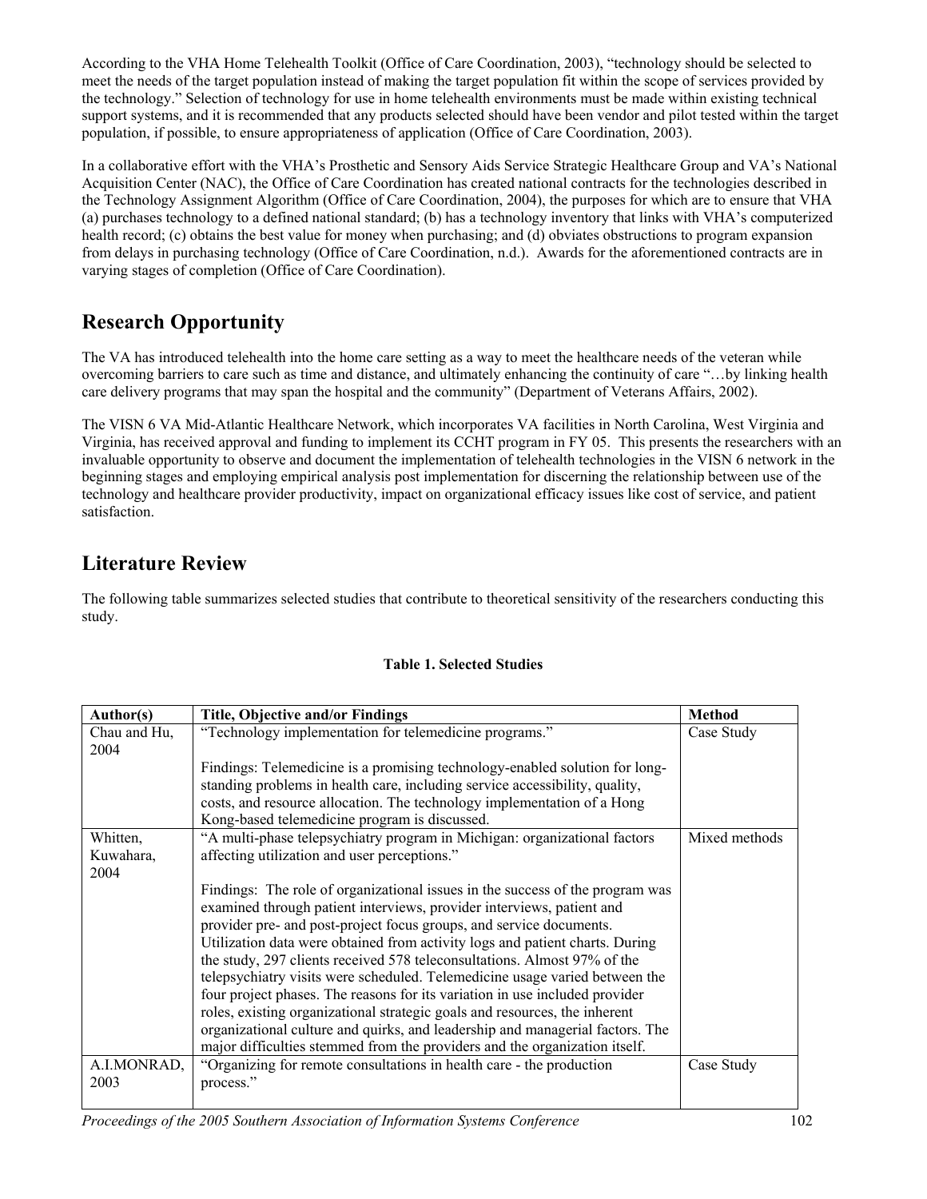According to the VHA Home Telehealth Toolkit (Office of Care Coordination, 2003), "technology should be selected to meet the needs of the target population instead of making the target population fit within the scope of services provided by the technology." Selection of technology for use in home telehealth environments must be made within existing technical support systems, and it is recommended that any products selected should have been vendor and pilot tested within the target population, if possible, to ensure appropriateness of application (Office of Care Coordination, 2003).

In a collaborative effort with the VHA's Prosthetic and Sensory Aids Service Strategic Healthcare Group and VA's National Acquisition Center (NAC), the Office of Care Coordination has created national contracts for the technologies described in the Technology Assignment Algorithm (Office of Care Coordination, 2004), the purposes for which are to ensure that VHA (a) purchases technology to a defined national standard; (b) has a technology inventory that links with VHA's computerized health record; (c) obtains the best value for money when purchasing; and (d) obviates obstructions to program expansion from delays in purchasing technology (Office of Care Coordination, n.d.). Awards for the aforementioned contracts are in varying stages of completion (Office of Care Coordination).

## Research Opportunity

The VA has introduced telehealth into the home care setting as a way to meet the healthcare needs of the veteran while overcoming barriers to care such as time and distance, and ultimately enhancing the continuity of care "…by linking health care delivery programs that may span the hospital and the community" (Department of Veterans Affairs, 2002).

The VISN 6 VA Mid-Atlantic Healthcare Network, which incorporates VA facilities in North Carolina, West Virginia and Virginia, has received approval and funding to implement its CCHT program in FY 05. This presents the researchers with an invaluable opportunity to observe and document the implementation of telehealth technologies in the VISN 6 network in the beginning stages and employing empirical analysis post implementation for discerning the relationship between use of the technology and healthcare provider productivity, impact on organizational efficacy issues like cost of service, and patient satisfaction.

## Literature Review

The following table summarizes selected studies that contribute to theoretical sensitivity of the researchers conducting this study.

**Table 1. Selected Studies**

| Author(s) | Title, Objective and/or Findings | Method |
|---|---|---|
| Chau and Hu, 2004 | "Technology implementation for telemedicine programs."<br><br>Findings: Telemedicine is a promising technology-enabled solution for long-standing problems in health care, including service accessibility, quality, costs, and resource allocation. The technology implementation of a Hong Kong-based telemedicine program is discussed. | Case Study |
| Whitten, Kuwahara, 2004 | "A multi-phase telepsychiatry program in Michigan: organizational factors affecting utilization and user perceptions."<br><br>Findings: The role of organizational issues in the success of the program was examined through patient interviews, provider interviews, patient and provider pre- and post-project focus groups, and service documents. Utilization data were obtained from activity logs and patient charts. During the study, 297 clients received 578 teleconsultations. Almost 97% of the telepsychiatry visits were scheduled. Telemedicine usage varied between the four project phases. The reasons for its variation in use included provider roles, existing organizational strategic goals and resources, the inherent organizational culture and quirks, and leadership and managerial factors. The major difficulties stemmed from the providers and the organization itself. | Mixed methods |
| A.I.MONRAD, 2003 | "Organizing for remote consultations in health care - the production process." | Case Study |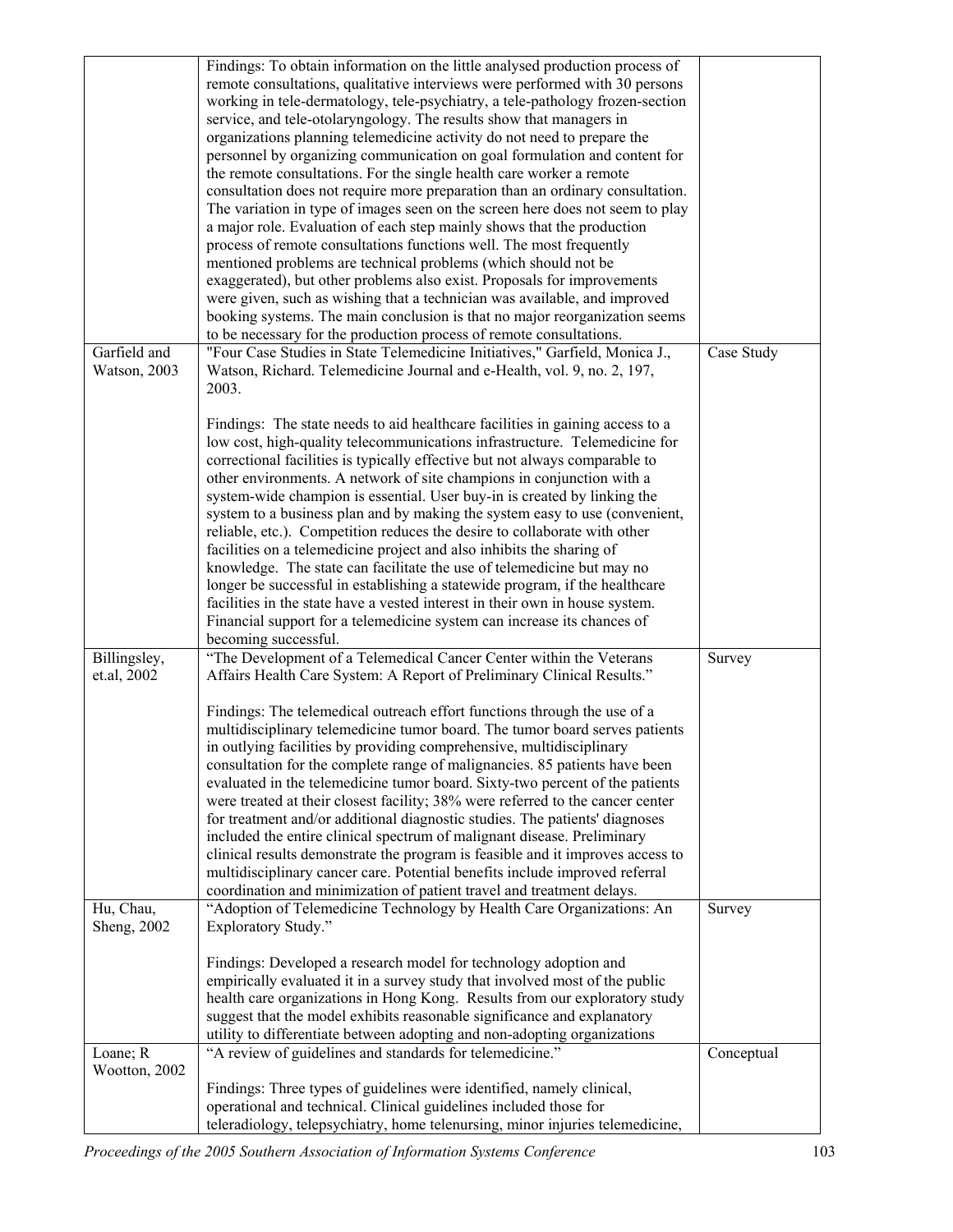| | | |
|---|---|---|
| | Findings: To obtain information on the little analysed production process of remote consultations, qualitative interviews were performed with 30 persons working in tele-dermatology, tele-psychiatry, a tele-pathology frozen-section service, and tele-otolaryngology. The results show that managers in organizations planning telemedicine activity do not need to prepare the personnel by organizing communication on goal formulation and content for the remote consultations. For the single health care worker a remote consultation does not require more preparation than an ordinary consultation. The variation in type of images seen on the screen here does not seem to play a major role. Evaluation of each step mainly shows that the production process of remote consultations functions well. The most frequently mentioned problems are technical problems (which should not be exaggerated), but other problems also exist. Proposals for improvements were given, such as wishing that a technician was available, and improved booking systems. The main conclusion is that no major reorganization seems to be necessary for the production process of remote consultations. | |
| Garfield and Watson, 2003 | "Four Case Studies in State Telemedicine Initiatives," Garfield, Monica J., Watson, Richard. Telemedicine Journal and e-Health, vol. 9, no. 2, 197, 2003. <br><br> Findings: The state needs to aid healthcare facilities in gaining access to a low cost, high-quality telecommunications infrastructure. Telemedicine for correctional facilities is typically effective but not always comparable to other environments. A network of site champions in conjunction with a system-wide champion is essential. User buy-in is created by linking the system to a business plan and by making the system easy to use (convenient, reliable, etc.). Competition reduces the desire to collaborate with other facilities on a telemedicine project and also inhibits the sharing of knowledge. The state can facilitate the use of telemedicine but may no longer be successful in establishing a statewide program, if the healthcare facilities in the state have a vested interest in their own in house system. Financial support for a telemedicine system can increase its chances of becoming successful. | Case Study |
| Billingsley, et.al, 2002 | "The Development of a Telemedical Cancer Center within the Veterans Affairs Health Care System: A Report of Preliminary Clinical Results." <br><br> Findings: The telemedical outreach effort functions through the use of a multidisciplinary telemedicine tumor board. The tumor board serves patients in outlying facilities by providing comprehensive, multidisciplinary consultation for the complete range of malignancies. 85 patients have been evaluated in the telemedicine tumor board. Sixty-two percent of the patients were treated at their closest facility; 38% were referred to the cancer center for treatment and/or additional diagnostic studies. The patients' diagnoses included the entire clinical spectrum of malignant disease. Preliminary clinical results demonstrate the program is feasible and it improves access to multidisciplinary cancer care. Potential benefits include improved referral coordination and minimization of patient travel and treatment delays. | Survey |
| Hu, Chau, Sheng, 2002 | "Adoption of Telemedicine Technology by Health Care Organizations: An Exploratory Study." <br><br> Findings: Developed a research model for technology adoption and empirically evaluated it in a survey study that involved most of the public health care organizations in Hong Kong. Results from our exploratory study suggest that the model exhibits reasonable significance and explanatory utility to differentiate between adopting and non-adopting organizations | Survey |
| Loane; R Wootton, 2002 | "A review of guidelines and standards for telemedicine." <br><br> Findings: Three types of guidelines were identified, namely clinical, operational and technical. Clinical guidelines included those for teleradiology, telepsychiatry, home telenursing, minor injuries telemedicine, | Conceptual |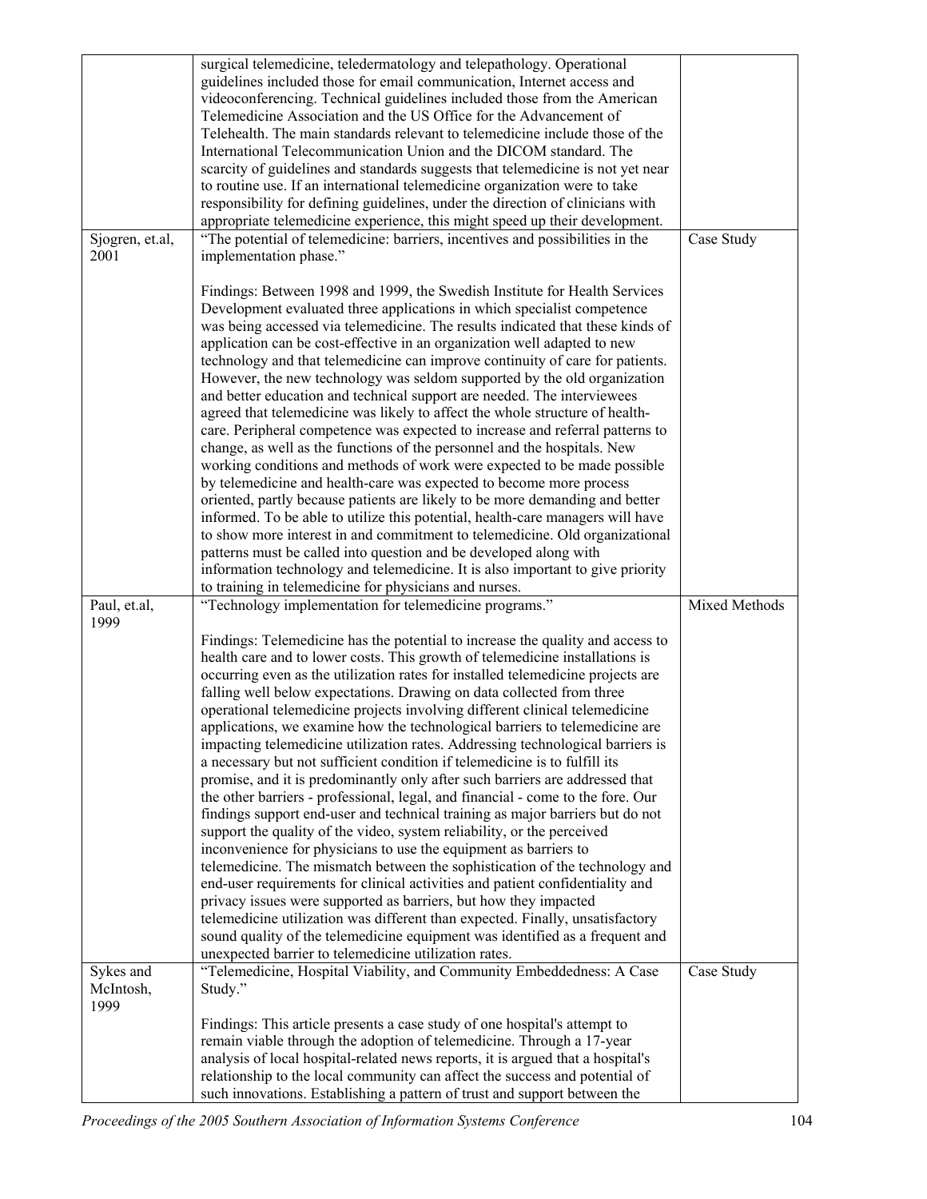| | | |
|---|---|---|
| | surgical telemedicine, teledermatology and telepathology. Operational guidelines included those for email communication, Internet access and videoconferencing. Technical guidelines included those from the American Telemedicine Association and the US Office for the Advancement of Telehealth. The main standards relevant to telemedicine include those of the International Telecommunication Union and the DICOM standard. The scarcity of guidelines and standards suggests that telemedicine is not yet near to routine use. If an international telemedicine organization were to take responsibility for defining guidelines, under the direction of clinicians with appropriate telemedicine experience, this might speed up their development. | |
| Sjogren, et.al, 2001 | "The potential of telemedicine: barriers, incentives and possibilities in the implementation phase."<br><br>Findings: Between 1998 and 1999, the Swedish Institute for Health Services Development evaluated three applications in which specialist competence was being accessed via telemedicine. The results indicated that these kinds of application can be cost-effective in an organization well adapted to new technology and that telemedicine can improve continuity of care for patients. However, the new technology was seldom supported by the old organization and better education and technical support are needed. The interviewees agreed that telemedicine was likely to affect the whole structure of health-care. Peripheral competence was expected to increase and referral patterns to change, as well as the functions of the personnel and the hospitals. New working conditions and methods of work were expected to be made possible by telemedicine and health-care was expected to become more process oriented, partly because patients are likely to be more demanding and better informed. To be able to utilize this potential, health-care managers will have to show more interest in and commitment to telemedicine. Old organizational patterns must be called into question and be developed along with information technology and telemedicine. It is also important to give priority to training in telemedicine for physicians and nurses. | Case Study |
| Paul, et.al, 1999 | "Technology implementation for telemedicine programs."<br><br>Findings: Telemedicine has the potential to increase the quality and access to health care and to lower costs. This growth of telemedicine installations is occurring even as the utilization rates for installed telemedicine projects are falling well below expectations. Drawing on data collected from three operational telemedicine projects involving different clinical telemedicine applications, we examine how the technological barriers to telemedicine are impacting telemedicine utilization rates. Addressing technological barriers is a necessary but not sufficient condition if telemedicine is to fulfill its promise, and it is predominantly only after such barriers are addressed that the other barriers - professional, legal, and financial - come to the fore. Our findings support end-user and technical training as major barriers but do not support the quality of the video, system reliability, or the perceived inconvenience for physicians to use the equipment as barriers to telemedicine. The mismatch between the sophistication of the technology and end-user requirements for clinical activities and patient confidentiality and privacy issues were supported as barriers, but how they impacted telemedicine utilization was different than expected. Finally, unsatisfactory sound quality of the telemedicine equipment was identified as a frequent and unexpected barrier to telemedicine utilization rates. | Mixed Methods |
| Sykes and McIntosh, 1999 | "Telemedicine, Hospital Viability, and Community Embeddedness: A Case Study."<br><br>Findings: This article presents a case study of one hospital's attempt to remain viable through the adoption of telemedicine. Through a 17-year analysis of local hospital-related news reports, it is argued that a hospital's relationship to the local community can affect the success and potential of such innovations. Establishing a pattern of trust and support between the | Case Study |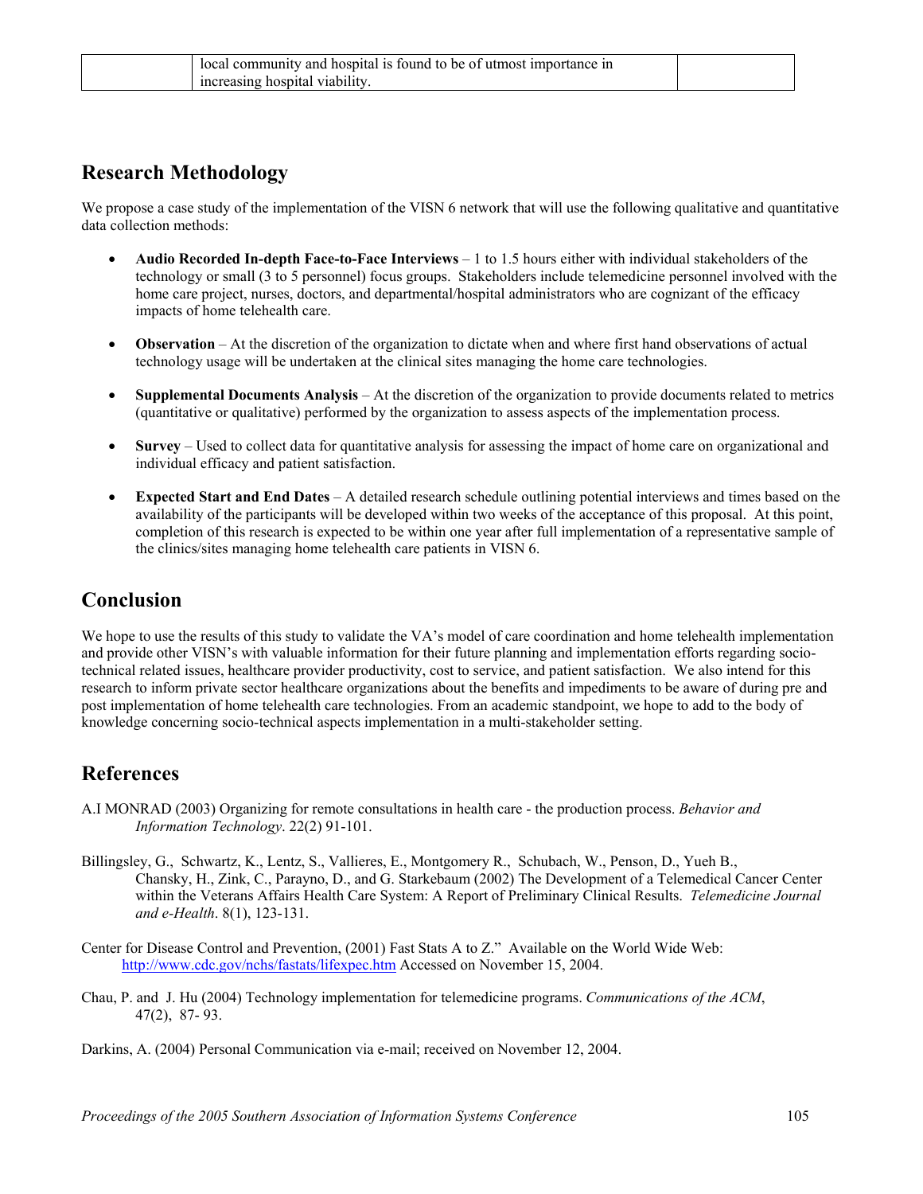| | local community and hospital is found to be of utmost importance in increasing hospital viability. | |
|---|---|---|

## Research Methodology

We propose a case study of the implementation of the VISN 6 network that will use the following qualitative and quantitative data collection methods:

- **Audio Recorded In-depth Face-to-Face Interviews** – 1 to 1.5 hours either with individual stakeholders of the technology or small (3 to 5 personnel) focus groups. Stakeholders include telemedicine personnel involved with the home care project, nurses, doctors, and departmental/hospital administrators who are cognizant of the efficacy impacts of home telehealth care.

- **Observation** – At the discretion of the organization to dictate when and where first hand observations of actual technology usage will be undertaken at the clinical sites managing the home care technologies.

- **Supplemental Documents Analysis** – At the discretion of the organization to provide documents related to metrics (quantitative or qualitative) performed by the organization to assess aspects of the implementation process.

- **Survey** – Used to collect data for quantitative analysis for assessing the impact of home care on organizational and individual efficacy and patient satisfaction.

- **Expected Start and End Dates** – A detailed research schedule outlining potential interviews and times based on the availability of the participants will be developed within two weeks of the acceptance of this proposal. At this point, completion of this research is expected to be within one year after full implementation of a representative sample of the clinics/sites managing home telehealth care patients in VISN 6.

## Conclusion

We hope to use the results of this study to validate the VA's model of care coordination and home telehealth implementation and provide other VISN's with valuable information for their future planning and implementation efforts regarding socio-technical related issues, healthcare provider productivity, cost to service, and patient satisfaction. We also intend for this research to inform private sector healthcare organizations about the benefits and impediments to be aware of during pre and post implementation of home telehealth care technologies. From an academic standpoint, we hope to add to the body of knowledge concerning socio-technical aspects implementation in a multi-stakeholder setting.

## References

A.I MONRAD (2003) Organizing for remote consultations in health care - the production process. *Behavior and Information Technology*. 22(2) 91-101.

Billingsley, G., Schwartz, K., Lentz, S., Vallieres, E., Montgomery R., Schubach, W., Penson, D., Yueh B., Chansky, H., Zink, C., Parayno, D., and G. Starkebaum (2002) The Development of a Telemedical Cancer Center within the Veterans Affairs Health Care System: A Report of Preliminary Clinical Results. *Telemedicine Journal and e-Health*. 8(1), 123-131.

Center for Disease Control and Prevention, (2001) Fast Stats A to Z." Available on the World Wide Web: http://www.cdc.gov/nchs/fastats/lifexpec.htm Accessed on November 15, 2004.

Chau, P. and J. Hu (2004) Technology implementation for telemedicine programs. *Communications of the ACM*, 47(2), 87- 93.

Darkins, A. (2004) Personal Communication via e-mail; received on November 12, 2004.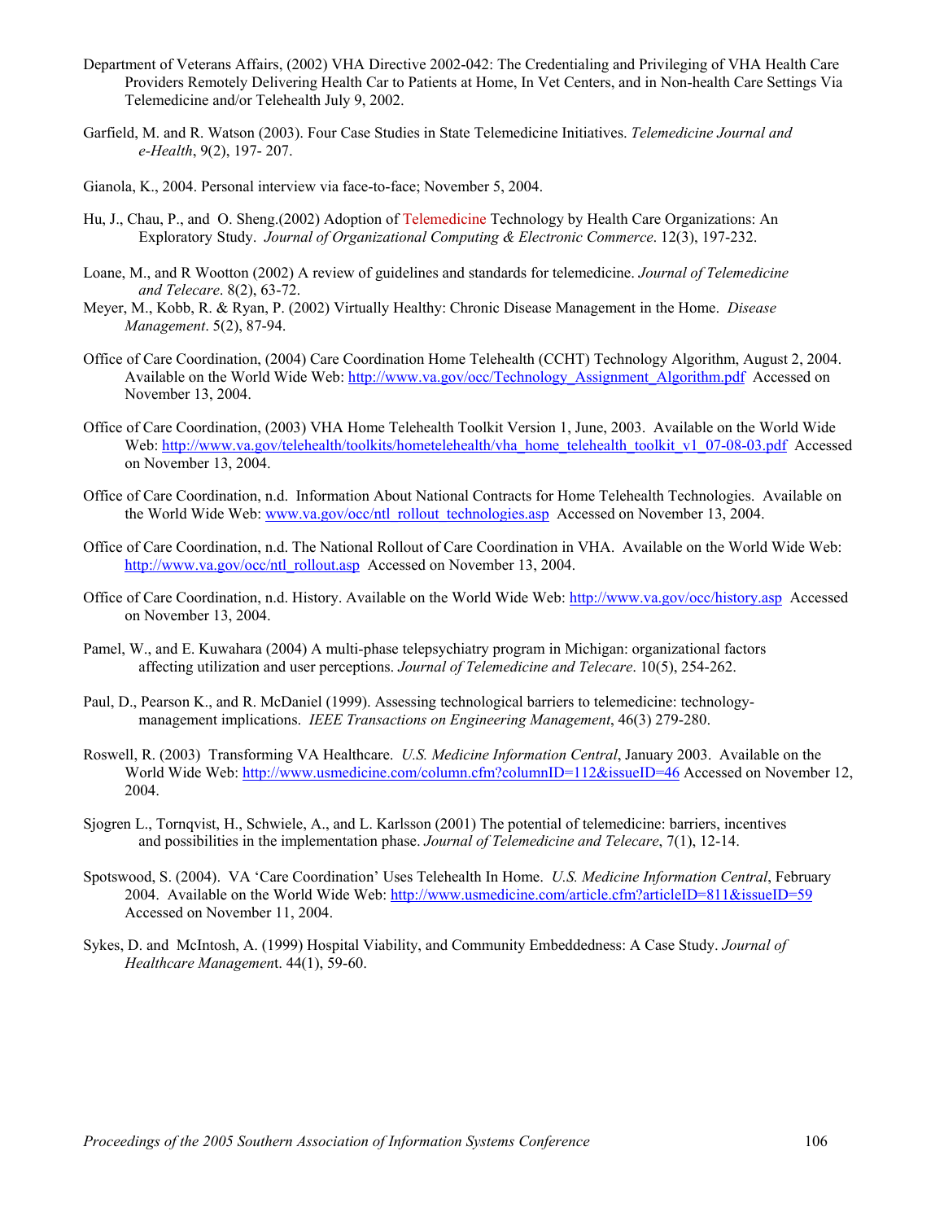Department of Veterans Affairs, (2002) VHA Directive 2002-042: The Credentialing and Privileging of VHA Health Care Providers Remotely Delivering Health Car to Patients at Home, In Vet Centers, and in Non-health Care Settings Via Telemedicine and/or Telehealth July 9, 2002.

Garfield, M. and R. Watson (2003). Four Case Studies in State Telemedicine Initiatives. *Telemedicine Journal and e-Health*, 9(2), 197- 207.

Gianola, K., 2004. Personal interview via face-to-face; November 5, 2004.

Hu, J., Chau, P., and O. Sheng.(2002) Adoption of Telemedicine Technology by Health Care Organizations: An Exploratory Study. *Journal of Organizational Computing & Electronic Commerce*. 12(3), 197-232.

Loane, M., and R Wootton (2002) A review of guidelines and standards for telemedicine. *Journal of Telemedicine and Telecare*. 8(2), 63-72.

Meyer, M., Kobb, R. & Ryan, P. (2002) Virtually Healthy: Chronic Disease Management in the Home. *Disease Management*. 5(2), 87-94.

Office of Care Coordination, (2004) Care Coordination Home Telehealth (CCHT) Technology Algorithm, August 2, 2004. Available on the World Wide Web: http://www.va.gov/occ/Technology_Assignment_Algorithm.pdf Accessed on November 13, 2004.

Office of Care Coordination, (2003) VHA Home Telehealth Toolkit Version 1, June, 2003. Available on the World Wide Web: http://www.va.gov/telehealth/toolkits/hometelehealth/vha_home_telehealth_toolkit_v1_07-08-03.pdf Accessed on November 13, 2004.

Office of Care Coordination, n.d. Information About National Contracts for Home Telehealth Technologies. Available on the World Wide Web: www.va.gov/occ/ntl_rollout_technologies.asp Accessed on November 13, 2004.

Office of Care Coordination, n.d. The National Rollout of Care Coordination in VHA. Available on the World Wide Web: http://www.va.gov/occ/ntl_rollout.asp Accessed on November 13, 2004.

Office of Care Coordination, n.d. History. Available on the World Wide Web: http://www.va.gov/occ/history.asp Accessed on November 13, 2004.

Pamel, W., and E. Kuwahara (2004) A multi-phase telepsychiatry program in Michigan: organizational factors affecting utilization and user perceptions. *Journal of Telemedicine and Telecare*. 10(5), 254-262.

Paul, D., Pearson K., and R. McDaniel (1999). Assessing technological barriers to telemedicine: technology-management implications. *IEEE Transactions on Engineering Management*, 46(3) 279-280.

Roswell, R. (2003) Transforming VA Healthcare. *U.S. Medicine Information Central*, January 2003. Available on the World Wide Web: http://www.usmedicine.com/column.cfm?columnID=112&issueID=46 Accessed on November 12, 2004.

Sjogren L., Tornqvist, H., Schwiele, A., and L. Karlsson (2001) The potential of telemedicine: barriers, incentives and possibilities in the implementation phase. *Journal of Telemedicine and Telecare*, 7(1), 12-14.

Spotswood, S. (2004). VA 'Care Coordination' Uses Telehealth In Home. *U.S. Medicine Information Central*, February 2004. Available on the World Wide Web: http://www.usmedicine.com/article.cfm?articleID=811&issueID=59 Accessed on November 11, 2004.

Sykes, D. and McIntosh, A. (1999) Hospital Viability, and Community Embeddedness: A Case Study. *Journal of Healthcare Management*. 44(1), 59-60.